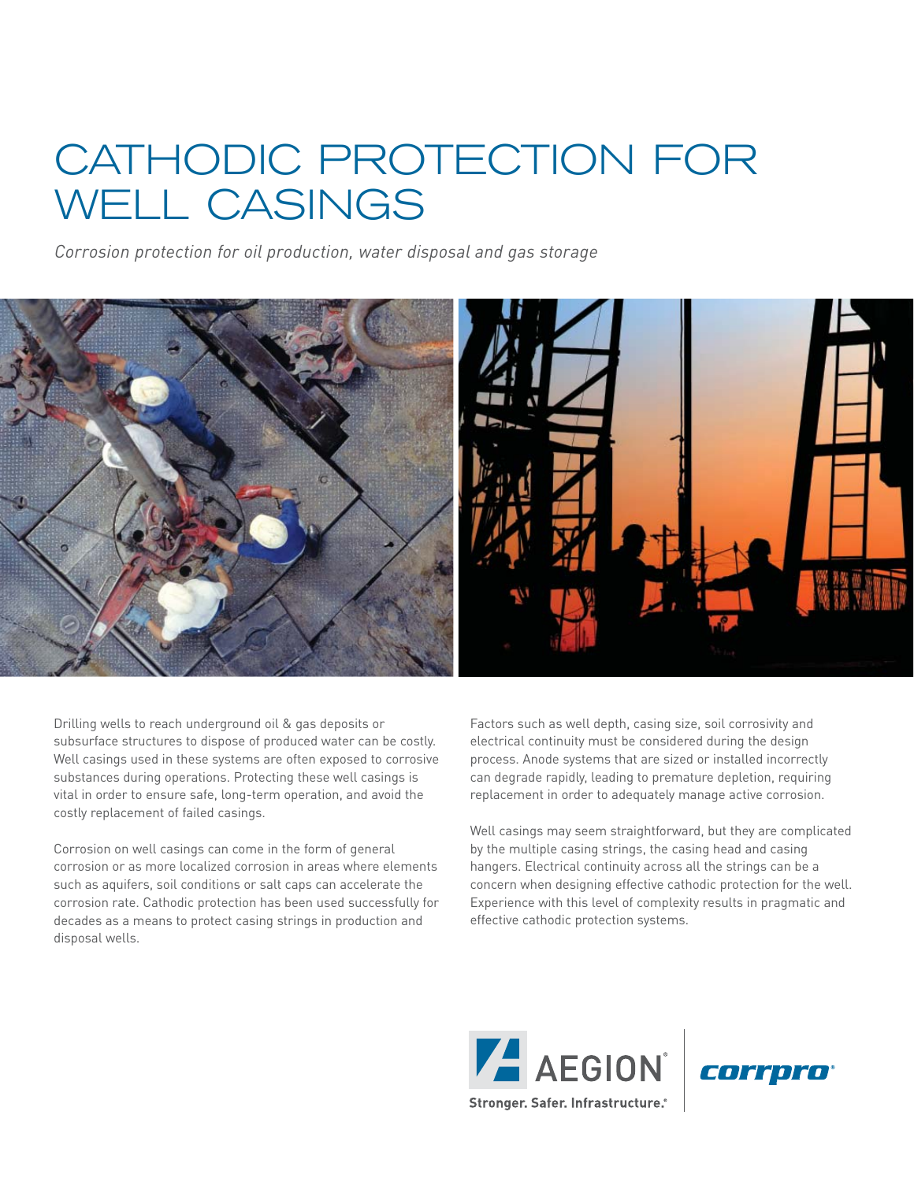# CATHODIC PROTECTION FOR WELL CASINGS

*Corrosion protection for oil production, water disposal and gas storage*

Drilling wells to reach underground oil & gas deposits or subsurface structures to dispose of produced water can be costly. Well casings used in these systems are often exposed to corrosive substances during operations. Protecting these well casings is vital in order to ensure safe, long-term operation, and avoid the costly replacement of failed casings.

Corrosion on well casings can come in the form of general corrosion or as more localized corrosion in areas where elements such as aquifers, soil conditions or salt caps can accelerate the corrosion rate. Cathodic protection has been used successfully for decades as a means to protect casing strings in production and disposal wells.

Factors such as well depth, casing size, soil corrosivity and electrical continuity must be considered during the design process. Anode systems that are sized or installed incorrectly can degrade rapidly, leading to premature depletion, requiring replacement in order to adequately manage active corrosion.

Well casings may seem straightforward, but they are complicated by the multiple casing strings, the casing head and casing hangers. Electrical continuity across all the strings can be a concern when designing effective cathodic protection for the well. Experience with this level of complexity results in pragmatic and effective cathodic protection systems.

AEGION® Stronger. Safer. Infrastructure.® | corrpro®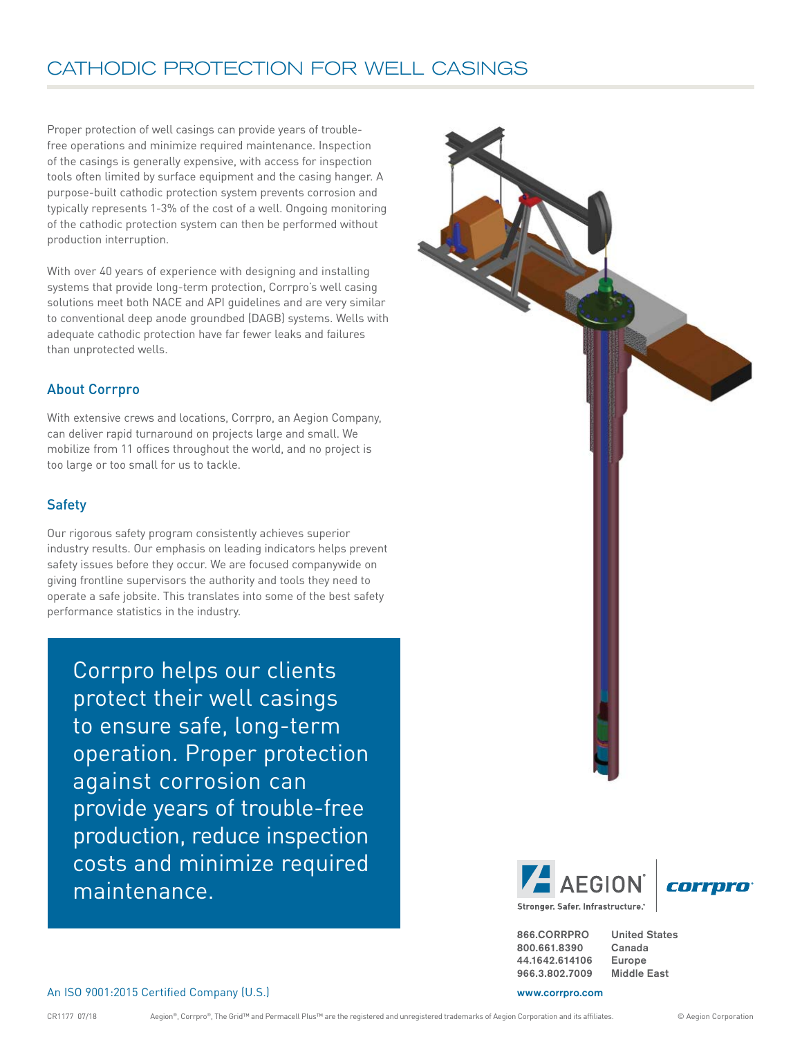# CATHODIC PROTECTION FOR WELL CASINGS

Proper protection of well casings can provide years of trouble-free operations and minimize required maintenance. Inspection of the casings is generally expensive, with access for inspection tools often limited by surface equipment and the casing hanger. A purpose-built cathodic protection system prevents corrosion and typically represents 1-3% of the cost of a well. Ongoing monitoring of the cathodic protection system can then be performed without production interruption.

With over 40 years of experience with designing and installing systems that provide long-term protection, Corrpro's well casing solutions meet both NACE and API guidelines and are very similar to conventional deep anode groundbed (DAGB) systems. Wells with adequate cathodic protection have far fewer leaks and failures than unprotected wells.

## About Corrpro

With extensive crews and locations, Corrpro, an Aegion Company, can deliver rapid turnaround on projects large and small. We mobilize from 11 offices throughout the world, and no project is too large or too small for us to tackle.

## Safety

Our rigorous safety program consistently achieves superior industry results. Our emphasis on leading indicators helps prevent safety issues before they occur. We are focused companywide on giving frontline supervisors the authority and tools they need to operate a safe jobsite. This translates into some of the best safety performance statistics in the industry.

Corrpro helps our clients protect their well casings to ensure safe, long-term operation. Proper protection against corrosion can provide years of trouble-free production, reduce inspection costs and minimize required maintenance.

AEGION® | corrpro®

Stronger. Safer. Infrastructure.®

| | |
|---|---|
| 866.CORRPRO | United States |
| 800.661.8390 | Canada |
| 44.1642.614106 | Europe |
| 966.3.802.7009 | Middle East |

www.corrpro.com

An ISO 9001:2015 Certified Company (U.S.)

CR1177 07/18 Aegion®, Corrpro®, The Grid™ and Permacell Plus™ are the registered and unregistered trademarks of Aegion Corporation and its affiliates. © Aegion Corporation